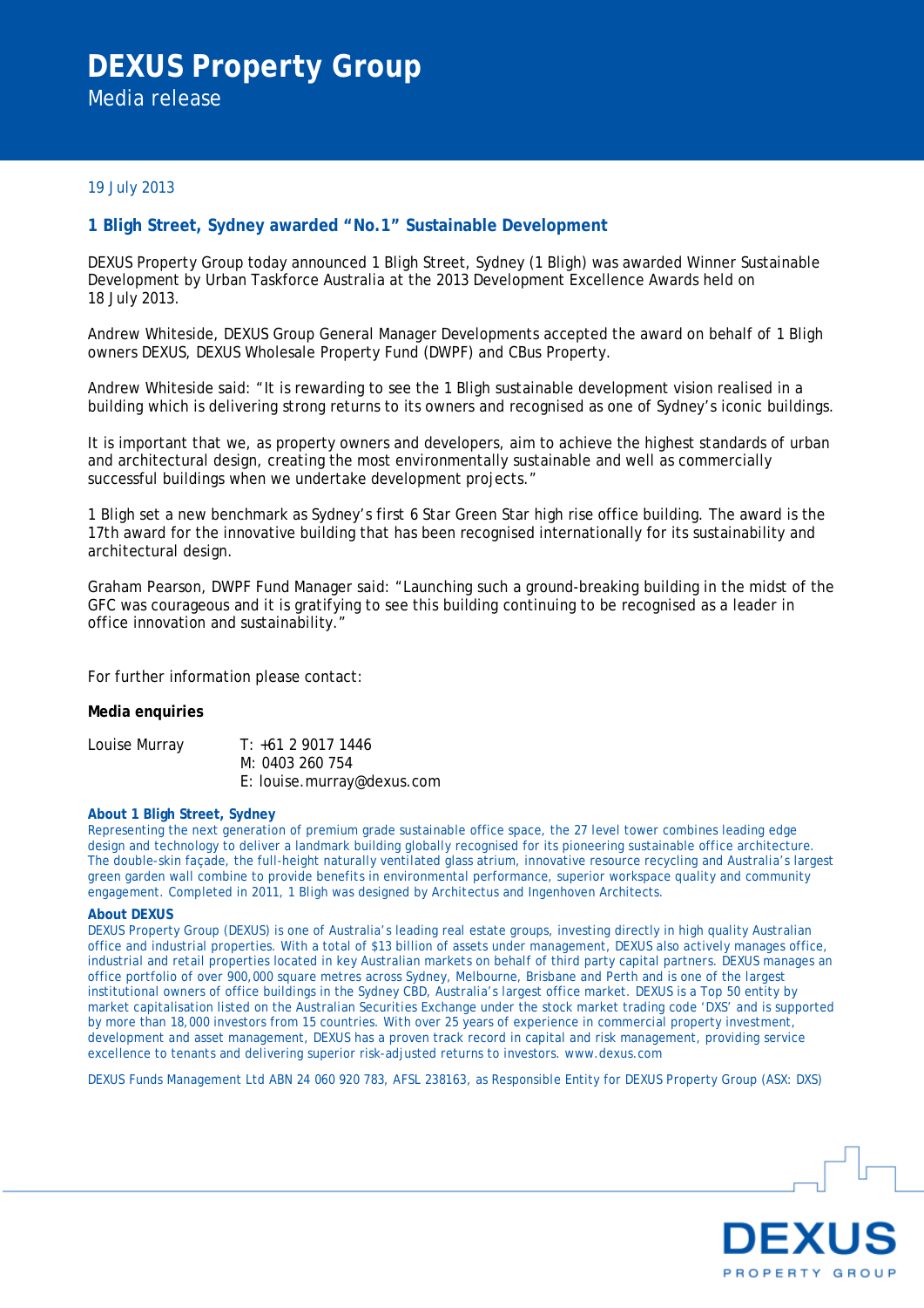# DEXUS Property Group

Media release

19 July 2013

## 1 Bligh Street, Sydney awarded "No.1" Sustainable Development

DEXUS Property Group today announced 1 Bligh Street, Sydney (1 Bligh) was awarded Winner Sustainable Development by Urban Taskforce Australia at the 2013 Development Excellence Awards held on 18 July 2013.

Andrew Whiteside, DEXUS Group General Manager Developments accepted the award on behalf of 1 Bligh owners DEXUS, DEXUS Wholesale Property Fund (DWPF) and CBus Property.

Andrew Whiteside said: "It is rewarding to see the 1 Bligh sustainable development vision realised in a building which is delivering strong returns to its owners and recognised as one of Sydney's iconic buildings.

It is important that we, as property owners and developers, aim to achieve the highest standards of urban and architectural design, creating the most environmentally sustainable and well as commercially successful buildings when we undertake development projects."

1 Bligh set a new benchmark as Sydney's first 6 Star Green Star high rise office building. The award is the 17th award for the innovative building that has been recognised internationally for its sustainability and architectural design.

Graham Pearson, DWPF Fund Manager said: "Launching such a ground-breaking building in the midst of the GFC was courageous and it is gratifying to see this building continuing to be recognised as a leader in office innovation and sustainability."

For further information please contact:

**Media enquiries**

Louise Murray
T: +61 2 9017 1446
M: 0403 260 754
E: louise.murray@dexus.com

**About 1 Bligh Street, Sydney**

Representing the next generation of premium grade sustainable office space, the 27 level tower combines leading edge design and technology to deliver a landmark building globally recognised for its pioneering sustainable office architecture. The double-skin façade, the full-height naturally ventilated glass atrium, innovative resource recycling and Australia's largest green garden wall combine to provide benefits in environmental performance, superior workspace quality and community engagement. Completed in 2011, 1 Bligh was designed by Architectus and Ingenhoven Architects.

**About DEXUS**

DEXUS Property Group (DEXUS) is one of Australia's leading real estate groups, investing directly in high quality Australian office and industrial properties. With a total of $13 billion of assets under management, DEXUS also actively manages office, industrial and retail properties located in key Australian markets on behalf of third party capital partners. DEXUS manages an office portfolio of over 900,000 square metres across Sydney, Melbourne, Brisbane and Perth and is one of the largest institutional owners of office buildings in the Sydney CBD, Australia's largest office market. DEXUS is a Top 50 entity by market capitalisation listed on the Australian Securities Exchange under the stock market trading code 'DXS' and is supported by more than 18,000 investors from 15 countries. With over 25 years of experience in commercial property investment, development and asset management, DEXUS has a proven track record in capital and risk management, providing service excellence to tenants and delivering superior risk-adjusted returns to investors. www.dexus.com

DEXUS Funds Management Ltd ABN 24 060 920 783, AFSL 238163, as Responsible Entity for DEXUS Property Group (ASX: DXS)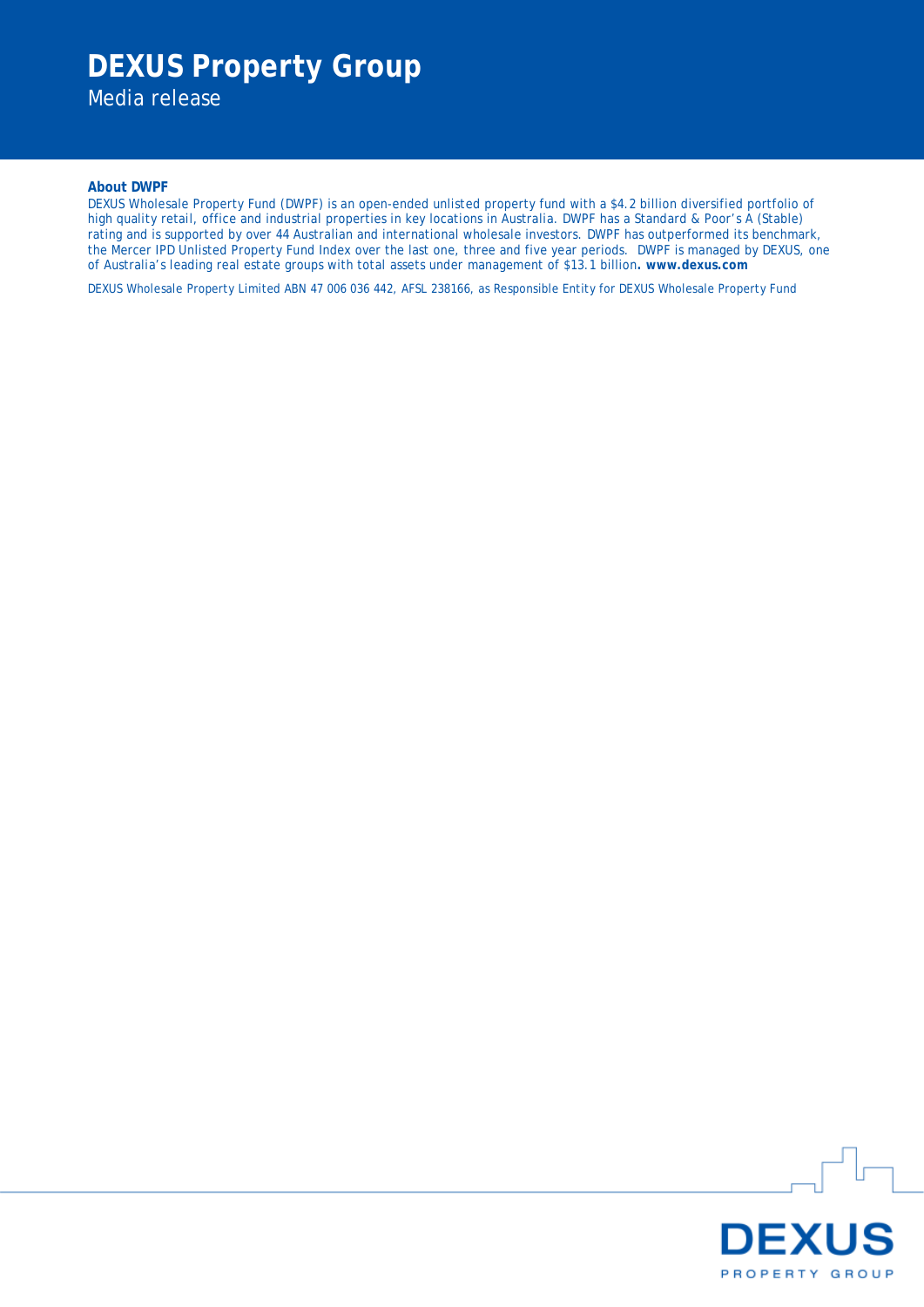**About DWPF**

DEXUS Wholesale Property Fund (DWPF) is an open-ended unlisted property fund with a $4.2 billion diversified portfolio of high quality retail, office and industrial properties in key locations in Australia. DWPF has a Standard & Poor's A (Stable) rating and is supported by over 44 Australian and international wholesale investors. DWPF has outperformed its benchmark, the Mercer IPD Unlisted Property Fund Index over the last one, three and five year periods. DWPF is managed by DEXUS, one of Australia's leading real estate groups with total assets under management of $13.1 billion**. www.dexus.com**

DEXUS Wholesale Property Limited ABN 47 006 036 442, AFSL 238166, as Responsible Entity for DEXUS Wholesale Property Fund